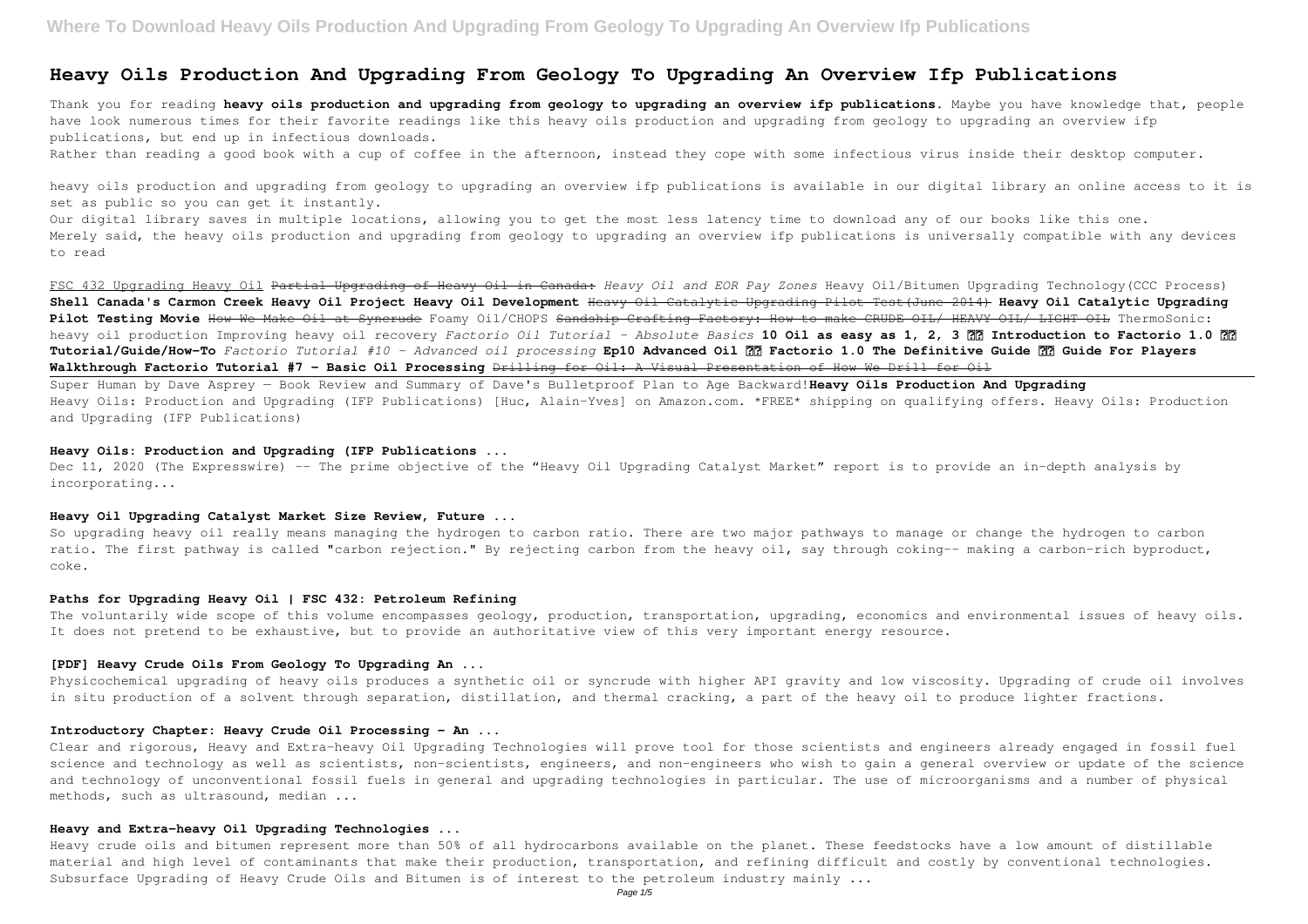# Heavy Oils Production And Upgrading From Geology To Upgrading An Overview Ifp Publications

Thank you for reading **heavy oils production and upgrading from geology to upgrading an overview ifp publications**. Maybe you have knowledge that, people have look numerous times for their favorite readings like this heavy oils production and upgrading from geology to upgrading an overview ifp publications, but end up in infectious downloads.

Rather than reading a good book with a cup of coffee in the afternoon, instead they cope with some infectious virus inside their desktop computer.

heavy oils production and upgrading from geology to upgrading an overview ifp publications is available in our digital library an online access to it is set as public so you can get it instantly.

Our digital library saves in multiple locations, allowing you to get the most less latency time to download any of our books like this one.

Merely said, the heavy oils production and upgrading from geology to upgrading an overview ifp publications is universally compatible with any devices to read

FSC 432 Upgrading Heavy Oil ~~Partial Upgrading of Heavy Oil in Canada:~~ *Heavy Oil and EOR Pay Zones* Heavy Oil/Bitumen Upgrading Technology(CCC Process) **Shell Canada's Carmon Creek Heavy Oil Project Heavy Oil Development** ~~Heavy Oil Catalytic Upgrading Pilot Test(June 2014)~~ **Heavy Oil Catalytic Upgrading Pilot Testing Movie** ~~How We Make Oil at Syncrude~~ Foamy Oil/CHOPS ~~Sandship Crafting Factory: How to make CRUDE OIL/ HEAVY OIL/ LIGHT OIL~~ ThermoSonic: heavy oil production Improving heavy oil recovery *Factorio Oil Tutorial - Absolute Basics* **10 Oil as easy as 1, 2, 3 ?? Introduction to Factorio 1.0 ?? Tutorial/Guide/How-To** *Factorio Tutorial #10 - Advanced oil processing* **Ep10 Advanced Oil ?? Factorio 1.0 The Definitive Guide ?? Guide For Players Walkthrough Factorio Tutorial #7 - Basic Oil Processing** ~~Drilling for Oil: A Visual Presentation of How We Drill for Oil~~

Super Human by Dave Asprey — Book Review and Summary of Dave's Bulletproof Plan to Age Backward! **Heavy Oils Production And Upgrading**

Heavy Oils: Production and Upgrading (IFP Publications) [Huc, Alain-Yves] on Amazon.com. *FREE* shipping on qualifying offers. Heavy Oils: Production and Upgrading (IFP Publications)

## Heavy Oils: Production and Upgrading (IFP Publications ...

Dec 11, 2020 (The Expresswire) -- The prime objective of the "Heavy Oil Upgrading Catalyst Market" report is to provide an in-depth analysis by incorporating...

## Heavy Oil Upgrading Catalyst Market Size Review, Future ...

So upgrading heavy oil really means managing the hydrogen to carbon ratio. There are two major pathways to manage or change the hydrogen to carbon ratio. The first pathway is called "carbon rejection." By rejecting carbon from the heavy oil, say through coking-- making a carbon-rich byproduct, coke.

## Paths for Upgrading Heavy Oil | FSC 432: Petroleum Refining

The voluntarily wide scope of this volume encompasses geology, production, transportation, upgrading, economics and environmental issues of heavy oils. It does not pretend to be exhaustive, but to provide an authoritative view of this very important energy resource.

## [PDF] Heavy Crude Oils From Geology To Upgrading An ...

Physicochemical upgrading of heavy oils produces a synthetic oil or syncrude with higher API gravity and low viscosity. Upgrading of crude oil involves in situ production of a solvent through separation, distillation, and thermal cracking, a part of the heavy oil to produce lighter fractions.

## Introductory Chapter: Heavy Crude Oil Processing - An ...

Clear and rigorous, Heavy and Extra-heavy Oil Upgrading Technologies will prove tool for those scientists and engineers already engaged in fossil fuel science and technology as well as scientists, non-scientists, engineers, and non-engineers who wish to gain a general overview or update of the science and technology of unconventional fossil fuels in general and upgrading technologies in particular. The use of microorganisms and a number of physical methods, such as ultrasound, median ...

## Heavy and Extra-heavy Oil Upgrading Technologies ...

Heavy crude oils and bitumen represent more than 50% of all hydrocarbons available on the planet. These feedstocks have a low amount of distillable material and high level of contaminants that make their production, transportation, and refining difficult and costly by conventional technologies. Subsurface Upgrading of Heavy Crude Oils and Bitumen is of interest to the petroleum industry mainly ...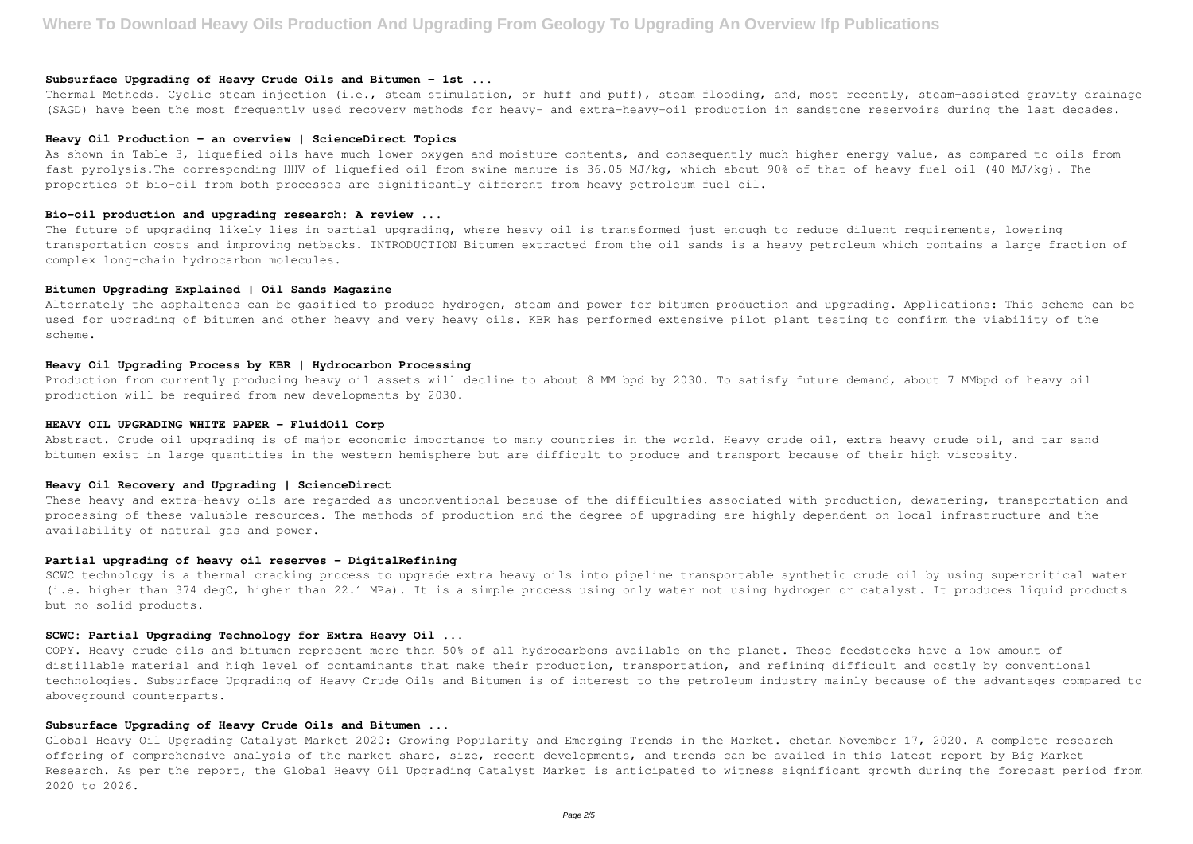### Subsurface Upgrading of Heavy Crude Oils and Bitumen - 1st ...

Thermal Methods. Cyclic steam injection (i.e., steam stimulation, or huff and puff), steam flooding, and, most recently, steam-assisted gravity drainage (SAGD) have been the most frequently used recovery methods for heavy- and extra-heavy-oil production in sandstone reservoirs during the last decades.

### Heavy Oil Production - an overview | ScienceDirect Topics

As shown in Table 3, liquefied oils have much lower oxygen and moisture contents, and consequently much higher energy value, as compared to oils from fast pyrolysis.The corresponding HHV of liquefied oil from swine manure is 36.05 MJ/kg, which about 90% of that of heavy fuel oil (40 MJ/kg). The properties of bio-oil from both processes are significantly different from heavy petroleum fuel oil.

### Bio-oil production and upgrading research: A review ...

The future of upgrading likely lies in partial upgrading, where heavy oil is transformed just enough to reduce diluent requirements, lowering transportation costs and improving netbacks. INTRODUCTION Bitumen extracted from the oil sands is a heavy petroleum which contains a large fraction of complex long-chain hydrocarbon molecules.

### Bitumen Upgrading Explained | Oil Sands Magazine

Alternately the asphaltenes can be gasified to produce hydrogen, steam and power for bitumen production and upgrading. Applications: This scheme can be used for upgrading of bitumen and other heavy and very heavy oils. KBR has performed extensive pilot plant testing to confirm the viability of the scheme.

### Heavy Oil Upgrading Process by KBR | Hydrocarbon Processing

Production from currently producing heavy oil assets will decline to about 8 MM bpd by 2030. To satisfy future demand, about 7 MMbpd of heavy oil production will be required from new developments by 2030.

### HEAVY OIL UPGRADING WHITE PAPER - FluidOil Corp

Abstract. Crude oil upgrading is of major economic importance to many countries in the world. Heavy crude oil, extra heavy crude oil, and tar sand bitumen exist in large quantities in the western hemisphere but are difficult to produce and transport because of their high viscosity.

### Heavy Oil Recovery and Upgrading | ScienceDirect

These heavy and extra-heavy oils are regarded as unconventional because of the difficulties associated with production, dewatering, transportation and processing of these valuable resources. The methods of production and the degree of upgrading are highly dependent on local infrastructure and the availability of natural gas and power.

### Partial upgrading of heavy oil reserves - DigitalRefining

SCWC technology is a thermal cracking process to upgrade extra heavy oils into pipeline transportable synthetic crude oil by using supercritical water (i.e. higher than 374 degC, higher than 22.1 MPa). It is a simple process using only water not using hydrogen or catalyst. It produces liquid products but no solid products.

### SCWC: Partial Upgrading Technology for Extra Heavy Oil ...

COPY. Heavy crude oils and bitumen represent more than 50% of all hydrocarbons available on the planet. These feedstocks have a low amount of distillable material and high level of contaminants that make their production, transportation, and refining difficult and costly by conventional technologies. Subsurface Upgrading of Heavy Crude Oils and Bitumen is of interest to the petroleum industry mainly because of the advantages compared to aboveground counterparts.

### Subsurface Upgrading of Heavy Crude Oils and Bitumen ...

Global Heavy Oil Upgrading Catalyst Market 2020: Growing Popularity and Emerging Trends in the Market. chetan November 17, 2020. A complete research offering of comprehensive analysis of the market share, size, recent developments, and trends can be availed in this latest report by Big Market Research. As per the report, the Global Heavy Oil Upgrading Catalyst Market is anticipated to witness significant growth during the forecast period from 2020 to 2026.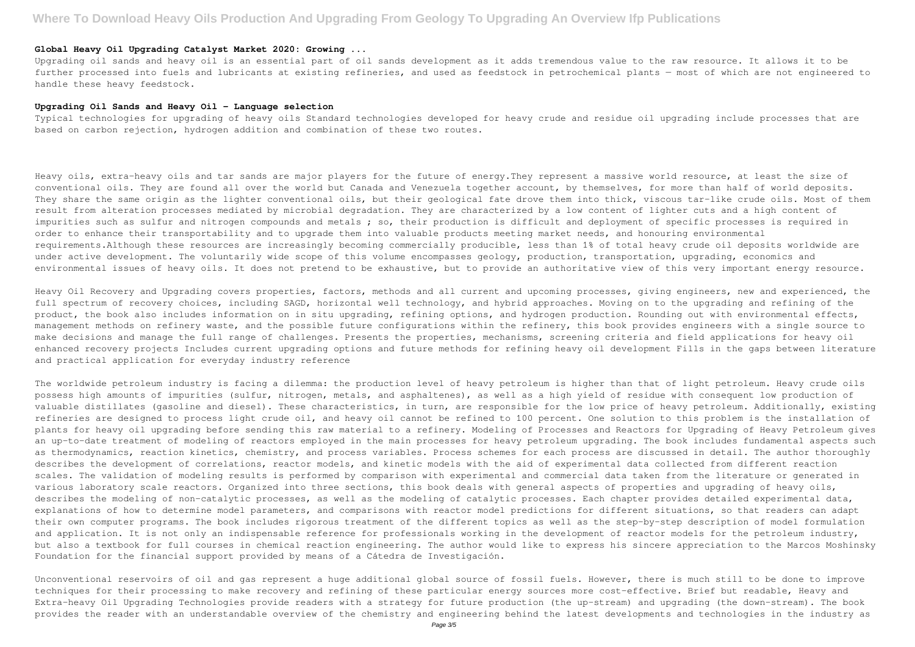**Global Heavy Oil Upgrading Catalyst Market 2020: Growing ...**

Upgrading oil sands and heavy oil is an essential part of oil sands development as it adds tremendous value to the raw resource. It allows it to be further processed into fuels and lubricants at existing refineries, and used as feedstock in petrochemical plants — most of which are not engineered to handle these heavy feedstock.

**Upgrading Oil Sands and Heavy Oil - Language selection**

Typical technologies for upgrading of heavy oils Standard technologies developed for heavy crude and residue oil upgrading include processes that are based on carbon rejection, hydrogen addition and combination of these two routes.

Heavy oils, extra-heavy oils and tar sands are major players for the future of energy.They represent a massive world resource, at least the size of conventional oils. They are found all over the world but Canada and Venezuela together account, by themselves, for more than half of world deposits. They share the same origin as the lighter conventional oils, but their geological fate drove them into thick, viscous tar-like crude oils. Most of them result from alteration processes mediated by microbial degradation. They are characterized by a low content of lighter cuts and a high content of impurities such as sulfur and nitrogen compounds and metals ; so, their production is difficult and deployment of specific processes is required in order to enhance their transportability and to upgrade them into valuable products meeting market needs, and honouring environmental requirements.Although these resources are increasingly becoming commercially producible, less than 1% of total heavy crude oil deposits worldwide are under active development. The voluntarily wide scope of this volume encompasses geology, production, transportation, upgrading, economics and environmental issues of heavy oils. It does not pretend to be exhaustive, but to provide an authoritative view of this very important energy resource.

Heavy Oil Recovery and Upgrading covers properties, factors, methods and all current and upcoming processes, giving engineers, new and experienced, the full spectrum of recovery choices, including SAGD, horizontal well technology, and hybrid approaches. Moving on to the upgrading and refining of the product, the book also includes information on in situ upgrading, refining options, and hydrogen production. Rounding out with environmental effects, management methods on refinery waste, and the possible future configurations within the refinery, this book provides engineers with a single source to make decisions and manage the full range of challenges. Presents the properties, mechanisms, screening criteria and field applications for heavy oil enhanced recovery projects Includes current upgrading options and future methods for refining heavy oil development Fills in the gaps between literature and practical application for everyday industry reference

The worldwide petroleum industry is facing a dilemma: the production level of heavy petroleum is higher than that of light petroleum. Heavy crude oils possess high amounts of impurities (sulfur, nitrogen, metals, and asphaltenes), as well as a high yield of residue with consequent low production of valuable distillates (gasoline and diesel). These characteristics, in turn, are responsible for the low price of heavy petroleum. Additionally, existing refineries are designed to process light crude oil, and heavy oil cannot be refined to 100 percent. One solution to this problem is the installation of plants for heavy oil upgrading before sending this raw material to a refinery. Modeling of Processes and Reactors for Upgrading of Heavy Petroleum gives an up-to-date treatment of modeling of reactors employed in the main processes for heavy petroleum upgrading. The book includes fundamental aspects such as thermodynamics, reaction kinetics, chemistry, and process variables. Process schemes for each process are discussed in detail. The author thoroughly describes the development of correlations, reactor models, and kinetic models with the aid of experimental data collected from different reaction scales. The validation of modeling results is performed by comparison with experimental and commercial data taken from the literature or generated in various laboratory scale reactors. Organized into three sections, this book deals with general aspects of properties and upgrading of heavy oils, describes the modeling of non-catalytic processes, as well as the modeling of catalytic processes. Each chapter provides detailed experimental data, explanations of how to determine model parameters, and comparisons with reactor model predictions for different situations, so that readers can adapt their own computer programs. The book includes rigorous treatment of the different topics as well as the step-by-step description of model formulation and application. It is not only an indispensable reference for professionals working in the development of reactor models for the petroleum industry, but also a textbook for full courses in chemical reaction engineering. The author would like to express his sincere appreciation to the Marcos Moshinsky Foundation for the financial support provided by means of a Cátedra de Investigación.

Unconventional reservoirs of oil and gas represent a huge additional global source of fossil fuels. However, there is much still to be done to improve techniques for their processing to make recovery and refining of these particular energy sources more cost-effective. Brief but readable, Heavy and Extra-heavy Oil Upgrading Technologies provide readers with a strategy for future production (the up-stream) and upgrading (the down-stream). The book provides the reader with an understandable overview of the chemistry and engineering behind the latest developments and technologies in the industry as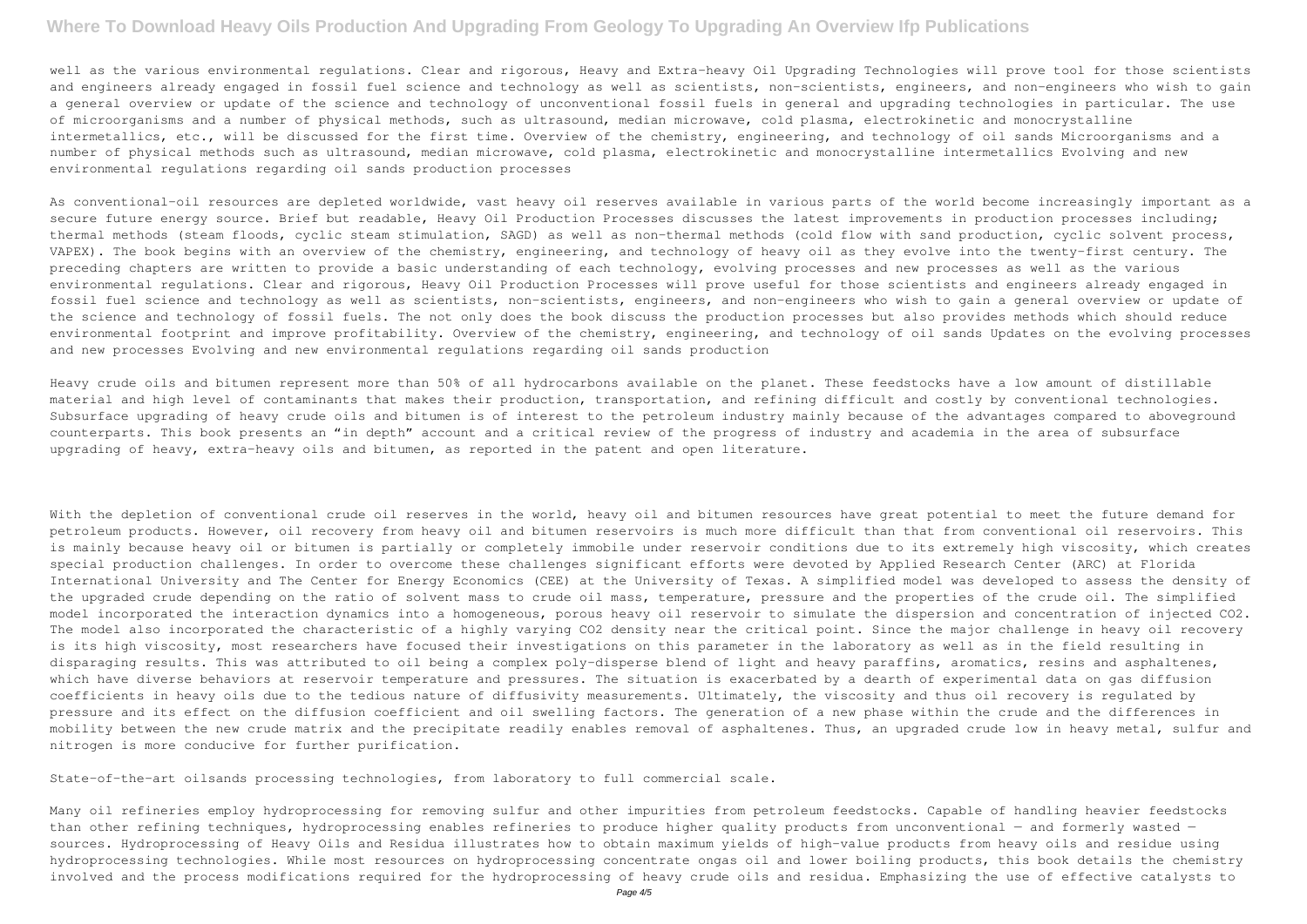well as the various environmental regulations. Clear and rigorous, Heavy and Extra-heavy Oil Upgrading Technologies will prove tool for those scientists and engineers already engaged in fossil fuel science and technology as well as scientists, non-scientists, engineers, and non-engineers who wish to gain a general overview or update of the science and technology of unconventional fossil fuels in general and upgrading technologies in particular. The use of microorganisms and a number of physical methods, such as ultrasound, median microwave, cold plasma, electrokinetic and monocrystalline intermetallics, etc., will be discussed for the first time. Overview of the chemistry, engineering, and technology of oil sands Microorganisms and a number of physical methods such as ultrasound, median microwave, cold plasma, electrokinetic and monocrystalline intermetallics Evolving and new environmental regulations regarding oil sands production processes

As conventional-oil resources are depleted worldwide, vast heavy oil reserves available in various parts of the world become increasingly important as a secure future energy source. Brief but readable, Heavy Oil Production Processes discusses the latest improvements in production processes including; thermal methods (steam floods, cyclic steam stimulation, SAGD) as well as non-thermal methods (cold flow with sand production, cyclic solvent process, VAPEX). The book begins with an overview of the chemistry, engineering, and technology of heavy oil as they evolve into the twenty-first century. The preceding chapters are written to provide a basic understanding of each technology, evolving processes and new processes as well as the various environmental regulations. Clear and rigorous, Heavy Oil Production Processes will prove useful for those scientists and engineers already engaged in fossil fuel science and technology as well as scientists, non-scientists, engineers, and non-engineers who wish to gain a general overview or update of the science and technology of fossil fuels. The not only does the book discuss the production processes but also provides methods which should reduce environmental footprint and improve profitability. Overview of the chemistry, engineering, and technology of oil sands Updates on the evolving processes and new processes Evolving and new environmental regulations regarding oil sands production

Heavy crude oils and bitumen represent more than 50% of all hydrocarbons available on the planet. These feedstocks have a low amount of distillable material and high level of contaminants that makes their production, transportation, and refining difficult and costly by conventional technologies. Subsurface upgrading of heavy crude oils and bitumen is of interest to the petroleum industry mainly because of the advantages compared to aboveground counterparts. This book presents an "in depth" account and a critical review of the progress of industry and academia in the area of subsurface upgrading of heavy, extra-heavy oils and bitumen, as reported in the patent and open literature.

With the depletion of conventional crude oil reserves in the world, heavy oil and bitumen resources have great potential to meet the future demand for petroleum products. However, oil recovery from heavy oil and bitumen reservoirs is much more difficult than that from conventional oil reservoirs. This is mainly because heavy oil or bitumen is partially or completely immobile under reservoir conditions due to its extremely high viscosity, which creates special production challenges. In order to overcome these challenges significant efforts were devoted by Applied Research Center (ARC) at Florida International University and The Center for Energy Economics (CEE) at the University of Texas. A simplified model was developed to assess the density of the upgraded crude depending on the ratio of solvent mass to crude oil mass, temperature, pressure and the properties of the crude oil. The simplified model incorporated the interaction dynamics into a homogeneous, porous heavy oil reservoir to simulate the dispersion and concentration of injected $CO_2$. The model also incorporated the characteristic of a highly varying $CO_2$ density near the critical point. Since the major challenge in heavy oil recovery is its high viscosity, most researchers have focused their investigations on this parameter in the laboratory as well as in the field resulting in disparaging results. This was attributed to oil being a complex poly-disperse blend of light and heavy paraffins, aromatics, resins and asphaltenes, which have diverse behaviors at reservoir temperature and pressures. The situation is exacerbated by a dearth of experimental data on gas diffusion coefficients in heavy oils due to the tedious nature of diffusivity measurements. Ultimately, the viscosity and thus oil recovery is regulated by pressure and its effect on the diffusion coefficient and oil swelling factors. The generation of a new phase within the crude and the differences in mobility between the new crude matrix and the precipitate readily enables removal of asphaltenes. Thus, an upgraded crude low in heavy metal, sulfur and nitrogen is more conducive for further purification.

State-of-the-art oilsands processing technologies, from laboratory to full commercial scale.

Many oil refineries employ hydroprocessing for removing sulfur and other impurities from petroleum feedstocks. Capable of handling heavier feedstocks than other refining techniques, hydroprocessing enables refineries to produce higher quality products from unconventional — and formerly wasted — sources. Hydroprocessing of Heavy Oils and Residua illustrates how to obtain maximum yields of high-value products from heavy oils and residue using hydroprocessing technologies. While most resources on hydroprocessing concentrate ongas oil and lower boiling products, this book details the chemistry involved and the process modifications required for the hydroprocessing of heavy crude oils and residua. Emphasizing the use of effective catalysts to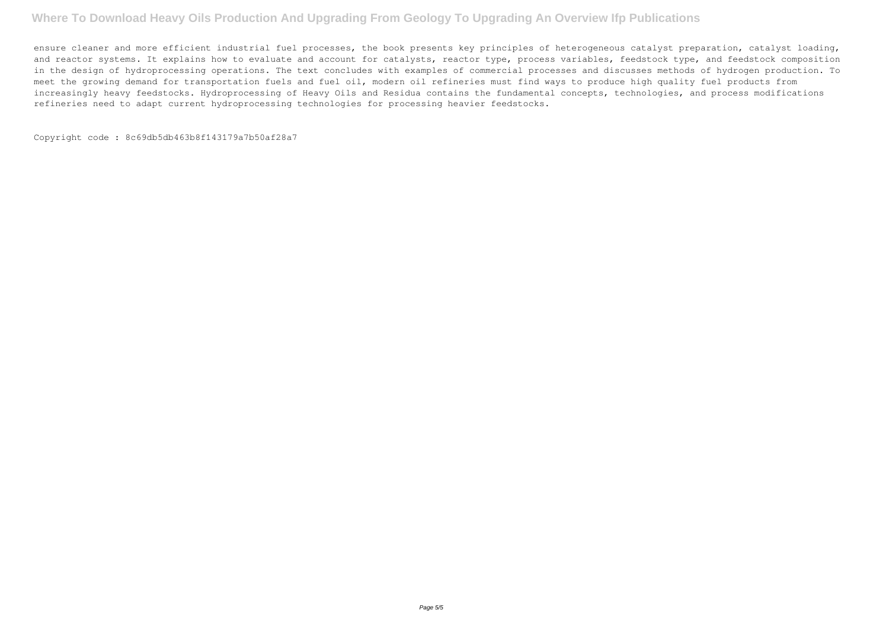ensure cleaner and more efficient industrial fuel processes, the book presents key principles of heterogeneous catalyst preparation, catalyst loading, and reactor systems. It explains how to evaluate and account for catalysts, reactor type, process variables, feedstock type, and feedstock composition in the design of hydroprocessing operations. The text concludes with examples of commercial processes and discusses methods of hydrogen production. To meet the growing demand for transportation fuels and fuel oil, modern oil refineries must find ways to produce high quality fuel products from increasingly heavy feedstocks. Hydroprocessing of Heavy Oils and Residua contains the fundamental concepts, technologies, and process modifications refineries need to adapt current hydroprocessing technologies for processing heavier feedstocks.

Copyright code : 8c69db5db463b8f143179a7b50af28a7